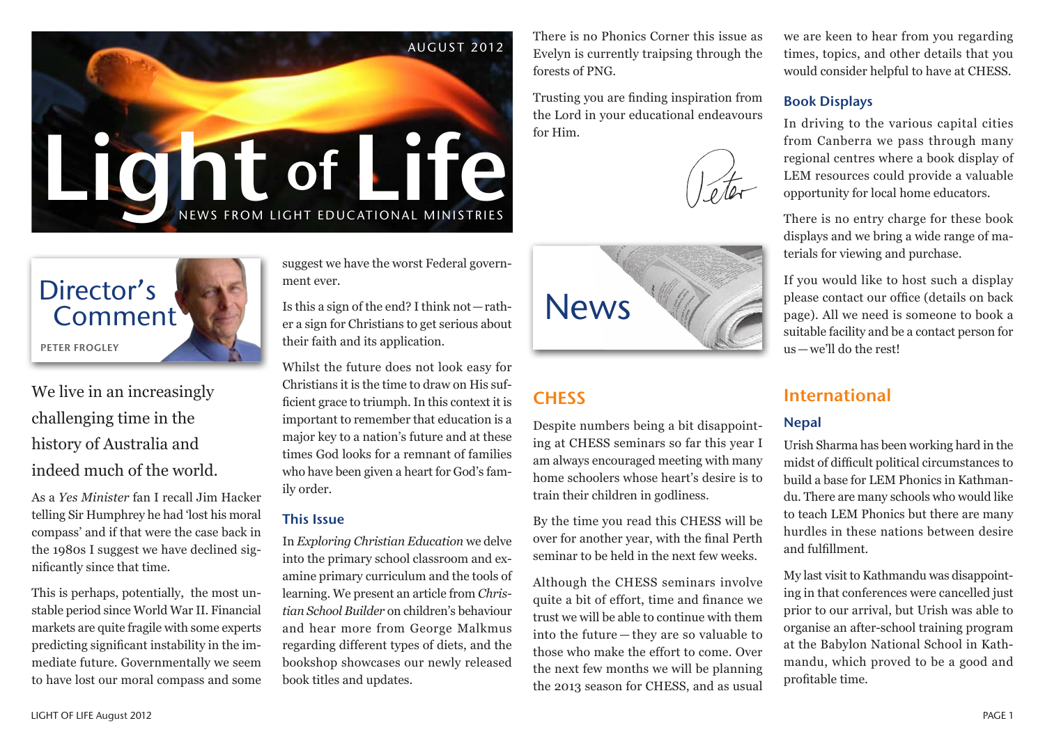AUGUST 2012

# Light of Life

NEWS FROM LIGHT EDUCATIONAL MINISTRIES

## Director's Comment

PETER FROGLEY

We live in an increasingly challenging time in the history of Australia and indeed much of the world.

As a *Yes Minister* fan I recall Jim Hacker telling Sir Humphrey he had 'lost his moral compass' and if that were the case back in the 1980s I suggest we have declined significantly since that time.

This is perhaps, potentially, the most unstable period since World War II. Financial markets are quite fragile with some experts predicting significant instability in the immediate future. Governmentally we seem to have lost our moral compass and some suggest we have the worst Federal government ever.

Is this a sign of the end? I think not — rather a sign for Christians to get serious about their faith and its application.

Whilst the future does not look easy for Christians it is the time to draw on His sufficient grace to triumph. In this context it is important to remember that education is a major key to a nation's future and at these times God looks for a remnant of families who have been given a heart for God's family order.

### This Issue

In *Exploring Christian Education* we delve into the primary school classroom and examine primary curriculum and the tools of learning. We present an article from *Christian School Builder* on children's behaviour and hear more from George Malkmus regarding different types of diets, and the bookshop showcases our newly released book titles and updates.

There is no Phonics Corner this issue as Evelyn is currently traipsing through the forests of PNG.

Trusting you are finding inspiration from the Lord in your educational endeavours for Him.

Peter

# News

## CHESS

Despite numbers being a bit disappointing at CHESS seminars so far this year I am always encouraged meeting with many home schoolers whose heart's desire is to train their children in godliness.

By the time you read this CHESS will be over for another year, with the final Perth seminar to be held in the next few weeks.

Although the CHESS seminars involve quite a bit of effort, time and finance we trust we will be able to continue with them into the future — they are so valuable to those who make the effort to come. Over the next few months we will be planning the 2013 season for CHESS, and as usual we are keen to hear from you regarding times, topics, and other details that you would consider helpful to have at CHESS.

### Book Displays

In driving to the various capital cities from Canberra we pass through many regional centres where a book display of LEM resources could provide a valuable opportunity for local home educators.

There is no entry charge for these book displays and we bring a wide range of materials for viewing and purchase.

If you would like to host such a display please contact our office (details on back page). All we need is someone to book a suitable facility and be a contact person for us — we'll do the rest!

## International

### Nepal

Urish Sharma has been working hard in the midst of difficult political circumstances to build a base for LEM Phonics in Kathmandu. There are many schools who would like to teach LEM Phonics but there are many hurdles in these nations between desire and fulfillment.

My last visit to Kathmandu was disappointing in that conferences were cancelled just prior to our arrival, but Urish was able to organise an after-school training program at the Babylon National School in Kathmandu, which proved to be a good and profitable time.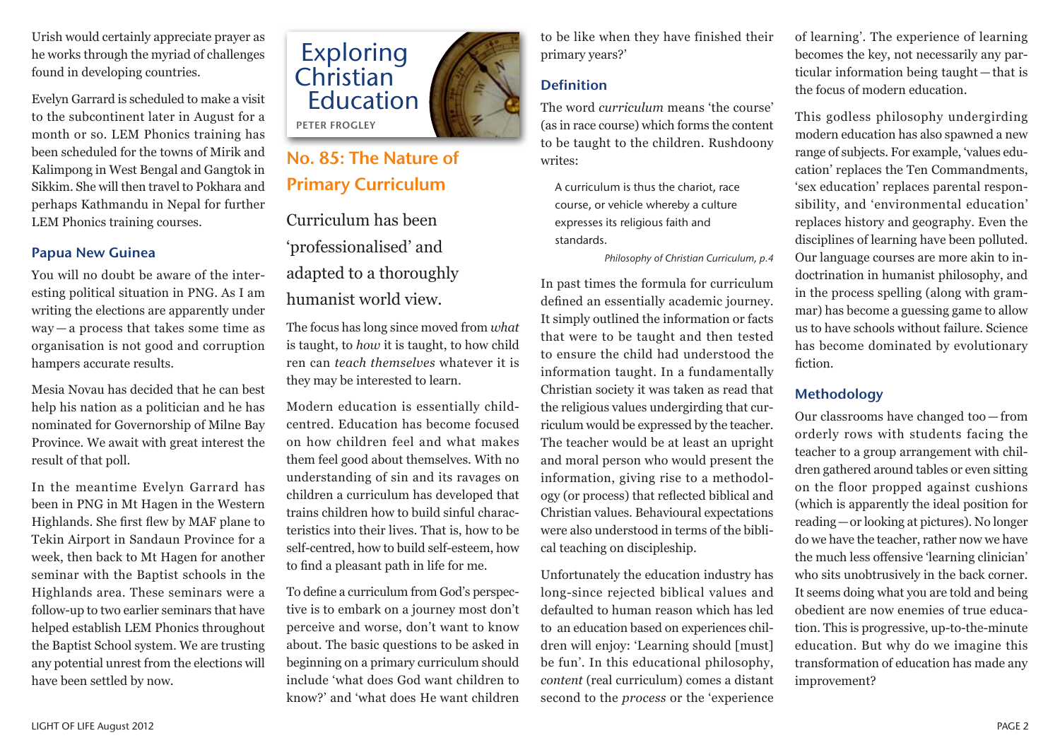Urish would certainly appreciate prayer as he works through the myriad of challenges found in developing countries.

Evelyn Garrard is scheduled to make a visit to the subcontinent later in August for a month or so. LEM Phonics training has been scheduled for the towns of Mirik and Kalimpong in West Bengal and Gangtok in Sikkim. She will then travel to Pokhara and perhaps Kathmandu in Nepal for further LEM Phonics training courses.

### Papua New Guinea

You will no doubt be aware of the interesting political situation in PNG. As I am writing the elections are apparently under way — a process that takes some time as organisation is not good and corruption hampers accurate results.

Mesia Novau has decided that he can best help his nation as a politician and he has nominated for Governorship of Milne Bay Province. We await with great interest the result of that poll.

In the meantime Evelyn Garrard has been in PNG in Mt Hagen in the Western Highlands. She first flew by MAF plane to Tekin Airport in Sandaun Province for a week, then back to Mt Hagen for another seminar with the Baptist schools in the Highlands area. These seminars were a follow-up to two earlier seminars that have helped establish LEM Phonics throughout the Baptist School system. We are trusting any potential unrest from the elections will have been settled by now.

# Exploring Christian Education

PETER FROGLEY

## No. 85: The Nature of Primary Curriculum

Curriculum has been 'professionalised' and adapted to a thoroughly humanist world view.

The focus has long since moved from *what* is taught, to *how* it is taught, to how child ren can *teach themselves* whatever it is they may be interested to learn.

Modern education is essentially child-centred. Education has become focused on how children feel and what makes them feel good about themselves. With no understanding of sin and its ravages on children a curriculum has developed that trains children how to build sinful characteristics into their lives. That is, how to be self-centred, how to build self-esteem, how to find a pleasant path in life for me.

To define a curriculum from God's perspective is to embark on a journey most don't perceive and worse, don't want to know about. The basic questions to be asked in beginning on a primary curriculum should include 'what does God want children to know?' and 'what does He want children to be like when they have finished their primary years?'

### Definition

The word *curriculum* means 'the course' (as in race course) which forms the content to be taught to the children. Rushdoony writes:

> A curriculum is thus the chariot, race course, or vehicle whereby a culture expresses its religious faith and standards.
>
> *Philosophy of Christian Curriculum, p.4*

In past times the formula for curriculum defined an essentially academic journey. It simply outlined the information or facts that were to be taught and then tested to ensure the child had understood the information taught. In a fundamentally Christian society it was taken as read that the religious values undergirding that curriculum would be expressed by the teacher. The teacher would be at least an upright and moral person who would present the information, giving rise to a methodology (or process) that reflected biblical and Christian values. Behavioural expectations were also understood in terms of the biblical teaching on discipleship.

Unfortunately the education industry has long-since rejected biblical values and defaulted to human reason which has led to an education based on experiences children will enjoy: 'Learning should [must] be fun'. In this educational philosophy, *content* (real curriculum) comes a distant second to the *process* or the 'experience of learning'. The experience of learning becomes the key, not necessarily any particular information being taught — that is the focus of modern education.

This godless philosophy undergirding modern education has also spawned a new range of subjects. For example, 'values education' replaces the Ten Commandments, 'sex education' replaces parental responsibility, and 'environmental education' replaces history and geography. Even the disciplines of learning have been polluted. Our language courses are more akin to indoctrination in humanist philosophy, and in the process spelling (along with grammar) has become a guessing game to allow us to have schools without failure. Science has become dominated by evolutionary fiction.

### Methodology

Our classrooms have changed too — from orderly rows with students facing the teacher to a group arrangement with children gathered around tables or even sitting on the floor propped against cushions (which is apparently the ideal position for reading — or looking at pictures). No longer do we have the teacher, rather now we have the much less offensive 'learning clinician' who sits unobtrusively in the back corner. It seems doing what you are told and being obedient are now enemies of true education. This is progressive, up-to-the-minute education. But why do we imagine this transformation of education has made any improvement?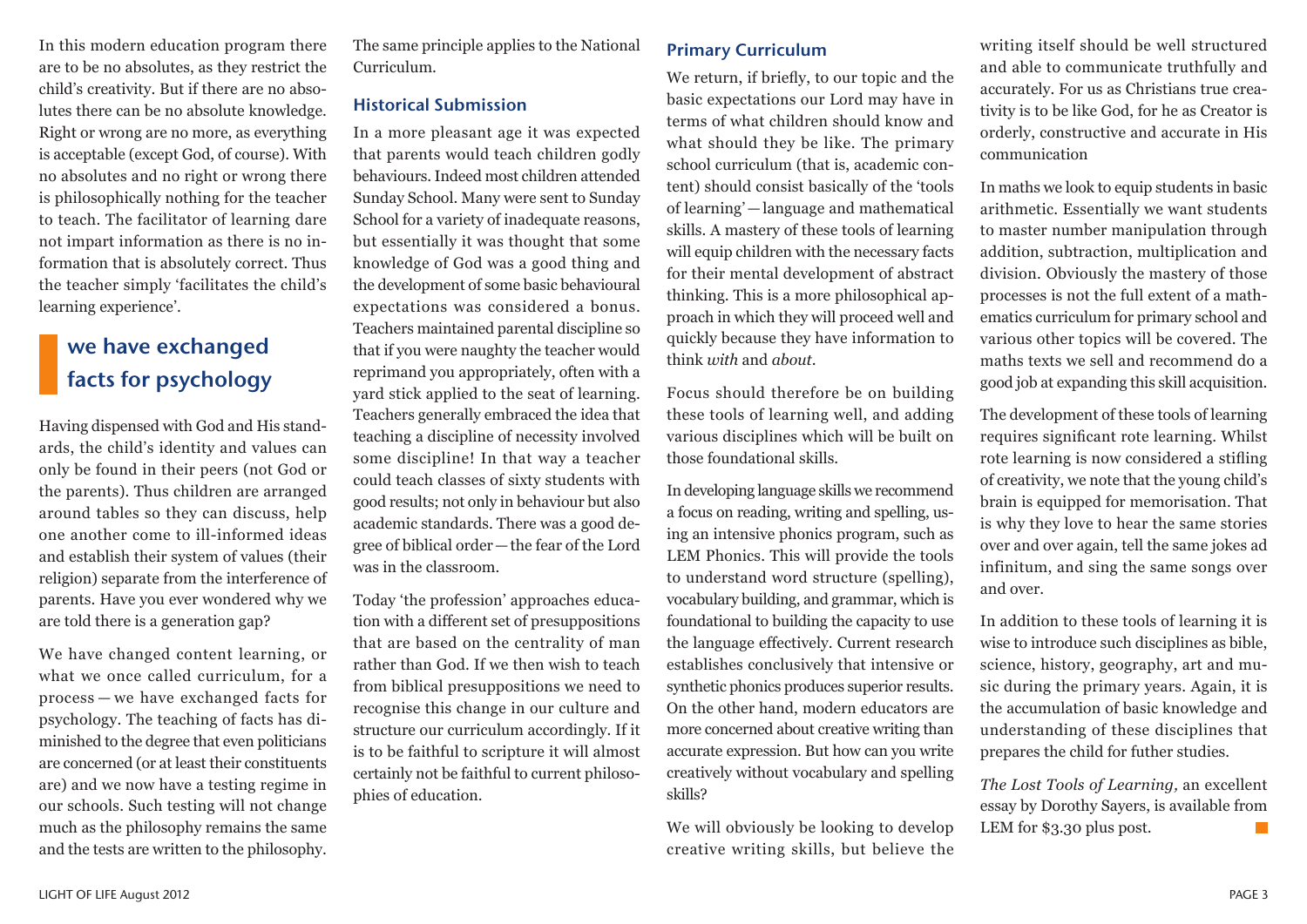In this modern education program there are to be no absolutes, as they restrict the child's creativity. But if there are no absolutes there can be no absolute knowledge. Right or wrong are no more, as everything is acceptable (except God, of course). With no absolutes and no right or wrong there is philosophically nothing for the teacher to teach. The facilitator of learning dare not impart information as there is no information that is absolutely correct. Thus the teacher simply 'facilitates the child's learning experience'.

> **we have exchanged facts for psychology**

Having dispensed with God and His standards, the child's identity and values can only be found in their peers (not God or the parents). Thus children are arranged around tables so they can discuss, help one another come to ill-informed ideas and establish their system of values (their religion) separate from the interference of parents. Have you ever wondered why we are told there is a generation gap?

We have changed content learning, or what we once called curriculum, for a process — we have exchanged facts for psychology. The teaching of facts has diminished to the degree that even politicians are concerned (or at least their constituents are) and we now have a testing regime in our schools. Such testing will not change much as the philosophy remains the same and the tests are written to the philosophy. The same principle applies to the National Curriculum.

## Historical Submission

In a more pleasant age it was expected that parents would teach children godly behaviours. Indeed most children attended Sunday School. Many were sent to Sunday School for a variety of inadequate reasons, but essentially it was thought that some knowledge of God was a good thing and the development of some basic behavioural expectations was considered a bonus. Teachers maintained parental discipline so that if you were naughty the teacher would reprimand you appropriately, often with a yard stick applied to the seat of learning. Teachers generally embraced the idea that teaching a discipline of necessity involved some discipline! In that way a teacher could teach classes of sixty students with good results; not only in behaviour but also academic standards. There was a good degree of biblical order — the fear of the Lord was in the classroom.

Today 'the profession' approaches education with a different set of presuppositions that are based on the centrality of man rather than God. If we then wish to teach from biblical presuppositions we need to recognise this change in our culture and structure our curriculum accordingly. If it is to be faithful to scripture it will almost certainly not be faithful to current philosophies of education.

## Primary Curriculum

We return, if briefly, to our topic and the basic expectations our Lord may have in terms of what children should know and what should they be like. The primary school curriculum (that is, academic content) should consist basically of the 'tools of learning' — language and mathematical skills. A mastery of these tools of learning will equip children with the necessary facts for their mental development of abstract thinking. This is a more philosophical approach in which they will proceed well and quickly because they have information to think *with* and *about*.

Focus should therefore be on building these tools of learning well, and adding various disciplines which will be built on those foundational skills.

In developing language skills we recommend a focus on reading, writing and spelling, using an intensive phonics program, such as LEM Phonics. This will provide the tools to understand word structure (spelling), vocabulary building, and grammar, which is foundational to building the capacity to use the language effectively. Current research establishes conclusively that intensive or synthetic phonics produces superior results. On the other hand, modern educators are more concerned about creative writing than accurate expression. But how can you write creatively without vocabulary and spelling skills?

We will obviously be looking to develop creative writing skills, but believe the writing itself should be well structured and able to communicate truthfully and accurately. For us as Christians true creativity is to be like God, for he as Creator is orderly, constructive and accurate in His communication

In maths we look to equip students in basic arithmetic. Essentially we want students to master number manipulation through addition, subtraction, multiplication and division. Obviously the mastery of those processes is not the full extent of a mathematics curriculum for primary school and various other topics will be covered. The maths texts we sell and recommend do a good job at expanding this skill acquisition.

The development of these tools of learning requires significant rote learning. Whilst rote learning is now considered a stifling of creativity, we note that the young child's brain is equipped for memorisation. That is why they love to hear the same stories over and over again, tell the same jokes ad infinitum, and sing the same songs over and over.

In addition to these tools of learning it is wise to introduce such disciplines as bible, science, history, geography, art and music during the primary years. Again, it is the accumulation of basic knowledge and understanding of these disciplines that prepares the child for futher studies.

*The Lost Tools of Learning,* an excellent essay by Dorothy Sayers, is available from LEM for $3.30 plus post.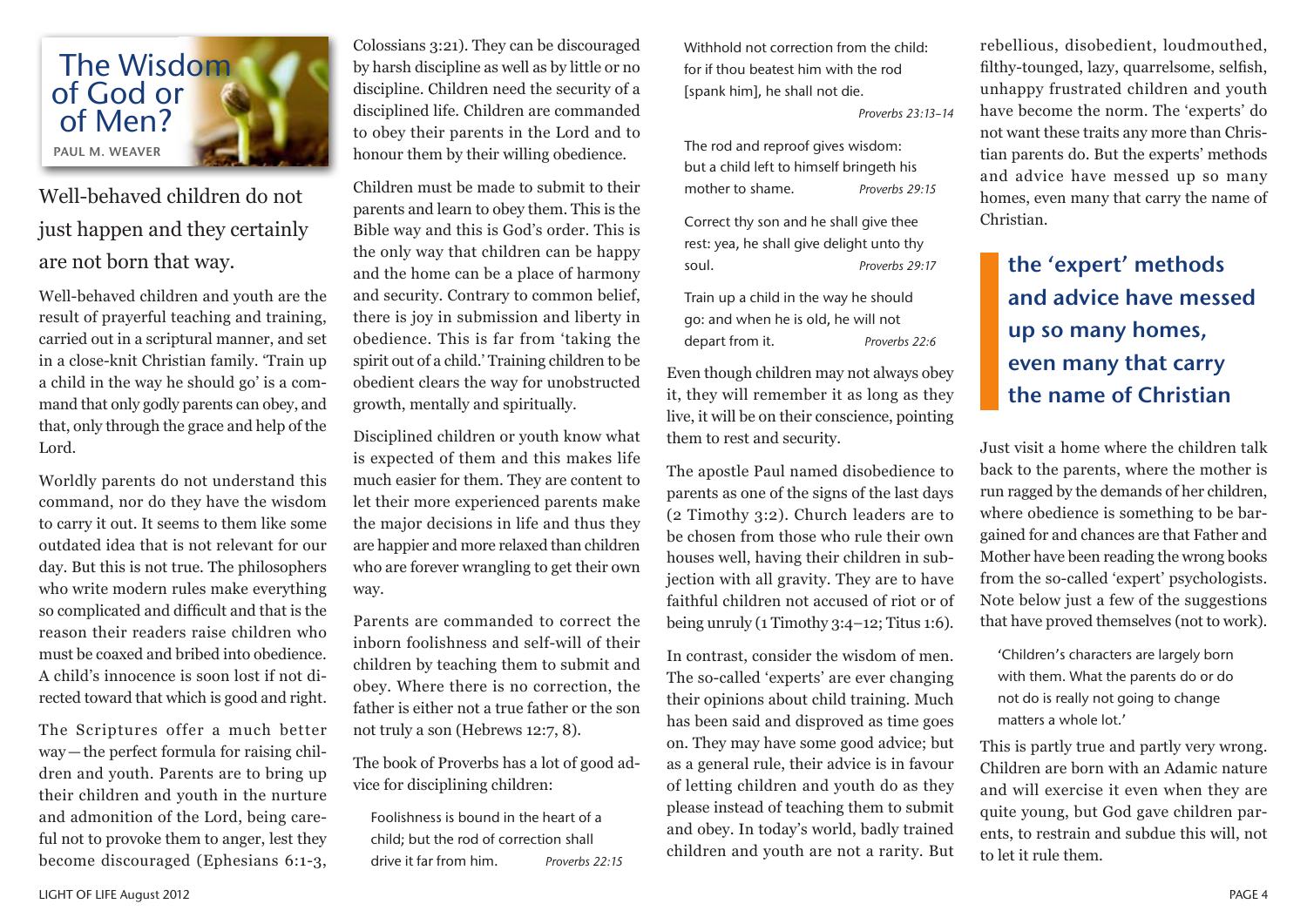# The Wisdom of God or of Men?

PAUL M. WEAVER

## Well-behaved children do not just happen and they certainly are not born that way.

Well-behaved children and youth are the result of prayerful teaching and training, carried out in a scriptural manner, and set in a close-knit Christian family. 'Train up a child in the way he should go' is a command that only godly parents can obey, and that, only through the grace and help of the Lord.

Worldly parents do not understand this command, nor do they have the wisdom to carry it out. It seems to them like some outdated idea that is not relevant for our day. But this is not true. The philosophers who write modern rules make everything so complicated and difficult and that is the reason their readers raise children who must be coaxed and bribed into obedience. A child's innocence is soon lost if not directed toward that which is good and right.

The Scriptures offer a much better way—the perfect formula for raising children and youth. Parents are to bring up their children and youth in the nurture and admonition of the Lord, being careful not to provoke them to anger, lest they become discouraged (Ephesians 6:1-3, Colossians 3:21). They can be discouraged by harsh discipline as well as by little or no discipline. Children need the security of a disciplined life. Children are commanded to obey their parents in the Lord and to honour them by their willing obedience.

Children must be made to submit to their parents and learn to obey them. This is the Bible way and this is God's order. This is the only way that children can be happy and the home can be a place of harmony and security. Contrary to common belief, there is joy in submission and liberty in obedience. This is far from 'taking the spirit out of a child.' Training children to be obedient clears the way for unobstructed growth, mentally and spiritually.

Disciplined children or youth know what is expected of them and this makes life much easier for them. They are content to let their more experienced parents make the major decisions in life and thus they are happier and more relaxed than children who are forever wrangling to get their own way.

Parents are commanded to correct the inborn foolishness and self-will of their children by teaching them to submit and obey. Where there is no correction, the father is either not a true father or the son not truly a son (Hebrews 12:7, 8).

The book of Proverbs has a lot of good advice for disciplining children:

> Foolishness is bound in the heart of a child; but the rod of correction shall drive it far from him. *Proverbs 22:15*

> Withhold not correction from the child: for if thou beatest him with the rod [spank him], he shall not die. *Proverbs 23:13–14*

> The rod and reproof gives wisdom: but a child left to himself bringeth his mother to shame. *Proverbs 29:15*

> Correct thy son and he shall give thee rest: yea, he shall give delight unto thy soul. *Proverbs 29:17*

> Train up a child in the way he should go: and when he is old, he will not depart from it. *Proverbs 22:6*

Even though children may not always obey it, they will remember it as long as they live, it will be on their conscience, pointing them to rest and security.

The apostle Paul named disobedience to parents as one of the signs of the last days (2 Timothy 3:2). Church leaders are to be chosen from those who rule their own houses well, having their children in subjection with all gravity. They are to have faithful children not accused of riot or of being unruly (1 Timothy 3:4–12; Titus 1:6).

In contrast, consider the wisdom of men. The so-called 'experts' are ever changing their opinions about child training. Much has been said and disproved as time goes on. They may have some good advice; but as a general rule, their advice is in favour of letting children and youth do as they please instead of teaching them to submit and obey. In today's world, badly trained children and youth are not a rarity. But rebellious, disobedient, loudmouthed, filthy-tounged, lazy, quarrelsome, selfish, unhappy frustrated children and youth have become the norm. The 'experts' do not want these traits any more than Christian parents do. But the experts' methods and advice have messed up so many homes, even many that carry the name of Christian.

> **the 'expert' methods and advice have messed up so many homes, even many that carry the name of Christian**

Just visit a home where the children talk back to the parents, where the mother is run ragged by the demands of her children, where obedience is something to be bargained for and chances are that Father and Mother have been reading the wrong books from the so-called 'expert' psychologists. Note below just a few of the suggestions that have proved themselves (not to work).

> 'Children's characters are largely born with them. What the parents do or do not do is really not going to change matters a whole lot.'

This is partly true and partly very wrong. Children are born with an Adamic nature and will exercise it even when they are quite young, but God gave children parents, to restrain and subdue this will, not to let it rule them.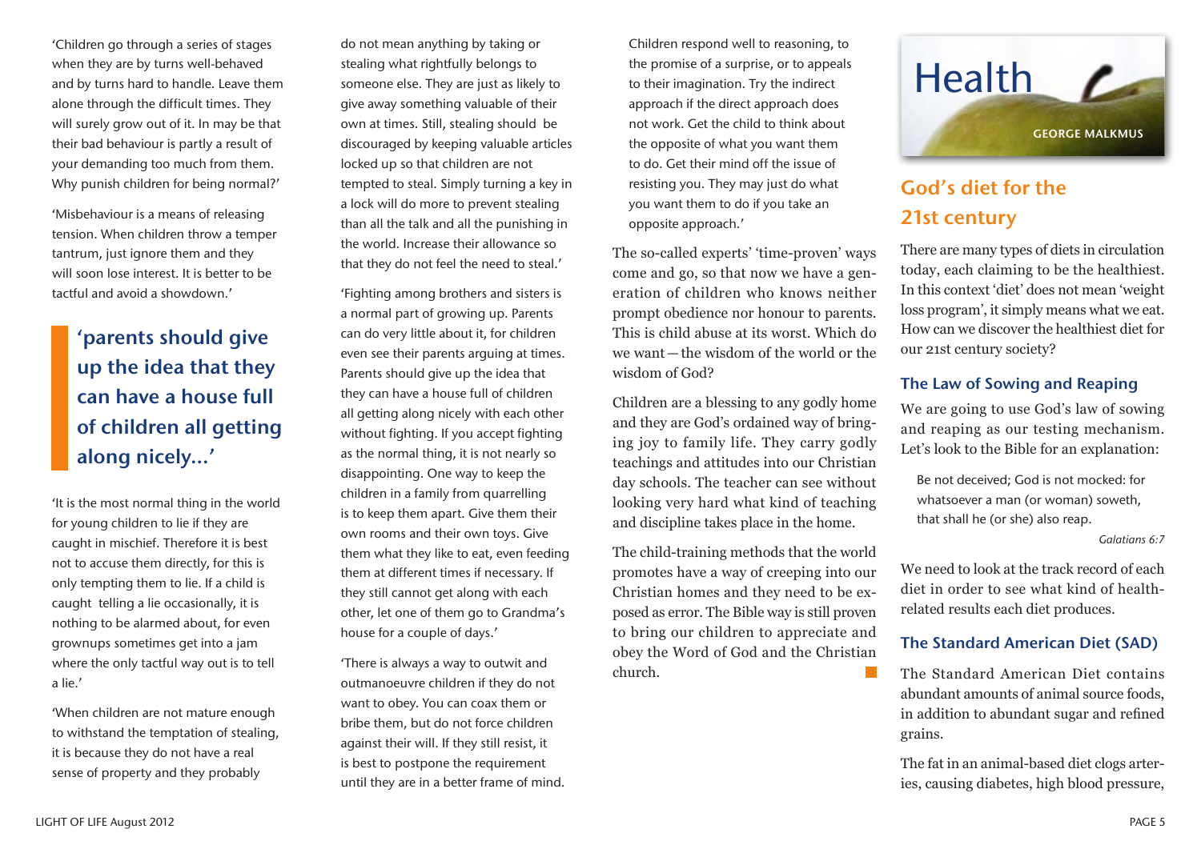'Children go through a series of stages when they are by turns well-behaved and by turns hard to handle. Leave them alone through the difficult times. They will surely grow out of it. In may be that their bad behaviour is partly a result of your demanding too much from them. Why punish children for being normal?'

'Misbehaviour is a means of releasing tension. When children throw a temper tantrum, just ignore them and they will soon lose interest. It is better to be tactful and avoid a showdown.'

> **'parents should give up the idea that they can have a house full of children all getting along nicely...'**

'It is the most normal thing in the world for young children to lie if they are caught in mischief. Therefore it is best not to accuse them directly, for this is only tempting them to lie. If a child is caught telling a lie occasionally, it is nothing to be alarmed about, for even grownups sometimes get into a jam where the only tactful way out is to tell a lie.'

'When children are not mature enough to withstand the temptation of stealing, it is because they do not have a real sense of property and they probably do not mean anything by taking or stealing what rightfully belongs to someone else. They are just as likely to give away something valuable of their own at times. Still, stealing should be discouraged by keeping valuable articles locked up so that children are not tempted to steal. Simply turning a key in a lock will do more to prevent stealing than all the talk and all the punishing in the world. Increase their allowance so that they do not feel the need to steal.'

'Fighting among brothers and sisters is a normal part of growing up. Parents can do very little about it, for children even see their parents arguing at times. Parents should give up the idea that they can have a house full of children all getting along nicely with each other without fighting. If you accept fighting as the normal thing, it is not nearly so disappointing. One way to keep the children in a family from quarrelling is to keep them apart. Give them their own rooms and their own toys. Give them what they like to eat, even feeding them at different times if necessary. If they still cannot get along with each other, let one of them go to Grandma's house for a couple of days.'

'There is always a way to outwit and outmanoeuvre children if they do not want to obey. You can coax them or bribe them, but do not force children against their will. If they still resist, it is best to postpone the requirement until they are in a better frame of mind. Children respond well to reasoning, to the promise of a surprise, or to appeals to their imagination. Try the indirect approach if the direct approach does not work. Get the child to think about the opposite of what you want them to do. Get their mind off the issue of resisting you. They may just do what you want them to do if you take an opposite approach.'

The so-called experts' 'time-proven' ways come and go, so that now we have a generation of children who knows neither prompt obedience nor honour to parents. This is child abuse at its worst. Which do we want — the wisdom of the world or the wisdom of God?

Children are a blessing to any godly home and they are God's ordained way of bringing joy to family life. They carry godly teachings and attitudes into our Christian day schools. The teacher can see without looking very hard what kind of teaching and discipline takes place in the home.

The child-training methods that the world promotes have a way of creeping into our Christian homes and they need to be exposed as error. The Bible way is still proven to bring our children to appreciate and obey the Word of God and the Christian church.

# Health

GEORGE MALKMUS

## God's diet for the 21st century

There are many types of diets in circulation today, each claiming to be the healthiest. In this context 'diet' does not mean 'weight loss program', it simply means what we eat. How can we discover the healthiest diet for our 21st century society?

### The Law of Sowing and Reaping

We are going to use God's law of sowing and reaping as our testing mechanism. Let's look to the Bible for an explanation:

> Be not deceived; God is not mocked: for whatsoever a man (or woman) soweth, that shall he (or she) also reap.
>
> *Galatians 6:7*

We need to look at the track record of each diet in order to see what kind of health-related results each diet produces.

### The Standard American Diet (SAD)

The Standard American Diet contains abundant amounts of animal source foods, in addition to abundant sugar and refined grains.

The fat in an animal-based diet clogs arteries, causing diabetes, high blood pressure,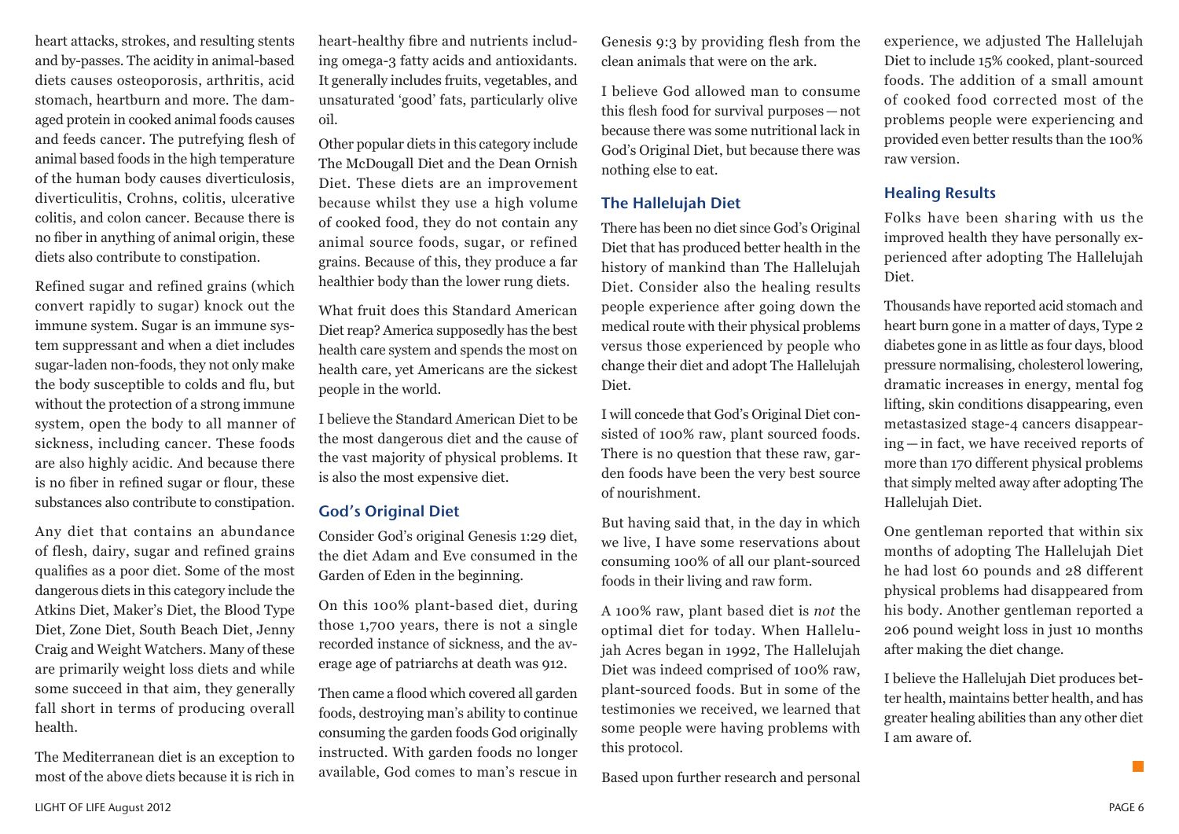heart attacks, strokes, and resulting stents and by-passes. The acidity in animal-based diets causes osteoporosis, arthritis, acid stomach, heartburn and more. The damaged protein in cooked animal foods causes and feeds cancer. The putrefying flesh of animal based foods in the high temperature of the human body causes diverticulosis, diverticulitis, Crohns, colitis, ulcerative colitis, and colon cancer. Because there is no fiber in anything of animal origin, these diets also contribute to constipation.

Refined sugar and refined grains (which convert rapidly to sugar) knock out the immune system. Sugar is an immune system suppressant and when a diet includes sugar-laden non-foods, they not only make the body susceptible to colds and flu, but without the protection of a strong immune system, open the body to all manner of sickness, including cancer. These foods are also highly acidic. And because there is no fiber in refined sugar or flour, these substances also contribute to constipation.

Any diet that contains an abundance of flesh, dairy, sugar and refined grains qualifies as a poor diet. Some of the most dangerous diets in this category include the Atkins Diet, Maker's Diet, the Blood Type Diet, Zone Diet, South Beach Diet, Jenny Craig and Weight Watchers. Many of these are primarily weight loss diets and while some succeed in that aim, they generally fall short in terms of producing overall health.

The Mediterranean diet is an exception to most of the above diets because it is rich in heart-healthy fibre and nutrients including omega-3 fatty acids and antioxidants. It generally includes fruits, vegetables, and unsaturated 'good' fats, particularly olive oil.

Other popular diets in this category include The McDougall Diet and the Dean Ornish Diet. These diets are an improvement because whilst they use a high volume of cooked food, they do not contain any animal source foods, sugar, or refined grains. Because of this, they produce a far healthier body than the lower rung diets.

What fruit does this Standard American Diet reap? America supposedly has the best health care system and spends the most on health care, yet Americans are the sickest people in the world.

I believe the Standard American Diet to be the most dangerous diet and the cause of the vast majority of physical problems. It is also the most expensive diet.

## God's Original Diet

Consider God's original Genesis 1:29 diet, the diet Adam and Eve consumed in the Garden of Eden in the beginning.

On this 100% plant-based diet, during those 1,700 years, there is not a single recorded instance of sickness, and the average age of patriarchs at death was 912.

Then came a flood which covered all garden foods, destroying man's ability to continue consuming the garden foods God originally instructed. With garden foods no longer available, God comes to man's rescue in Genesis 9:3 by providing flesh from the clean animals that were on the ark.

I believe God allowed man to consume this flesh food for survival purposes — not because there was some nutritional lack in God's Original Diet, but because there was nothing else to eat.

## The Hallelujah Diet

There has been no diet since God's Original Diet that has produced better health in the history of mankind than The Hallelujah Diet. Consider also the healing results people experience after going down the medical route with their physical problems versus those experienced by people who change their diet and adopt The Hallelujah Diet.

I will concede that God's Original Diet consisted of 100% raw, plant sourced foods. There is no question that these raw, garden foods have been the very best source of nourishment.

But having said that, in the day in which we live, I have some reservations about consuming 100% of all our plant-sourced foods in their living and raw form.

A 100% raw, plant based diet is *not* the optimal diet for today. When Hallelujah Acres began in 1992, The Hallelujah Diet was indeed comprised of 100% raw, plant-sourced foods. But in some of the testimonies we received, we learned that some people were having problems with this protocol.

Based upon further research and personal experience, we adjusted The Hallelujah Diet to include 15% cooked, plant-sourced foods. The addition of a small amount of cooked food corrected most of the problems people were experiencing and provided even better results than the 100% raw version.

## Healing Results

Folks have been sharing with us the improved health they have personally experienced after adopting The Hallelujah Diet.

Thousands have reported acid stomach and heart burn gone in a matter of days, Type 2 diabetes gone in as little as four days, blood pressure normalising, cholesterol lowering, dramatic increases in energy, mental fog lifting, skin conditions disappearing, even metastasized stage-4 cancers disappearing — in fact, we have received reports of more than 170 different physical problems that simply melted away after adopting The Hallelujah Diet.

One gentleman reported that within six months of adopting The Hallelujah Diet he had lost 60 pounds and 28 different physical problems had disappeared from his body. Another gentleman reported a 206 pound weight loss in just 10 months after making the diet change.

I believe the Hallelujah Diet produces better health, maintains better health, and has greater healing abilities than any other diet I am aware of.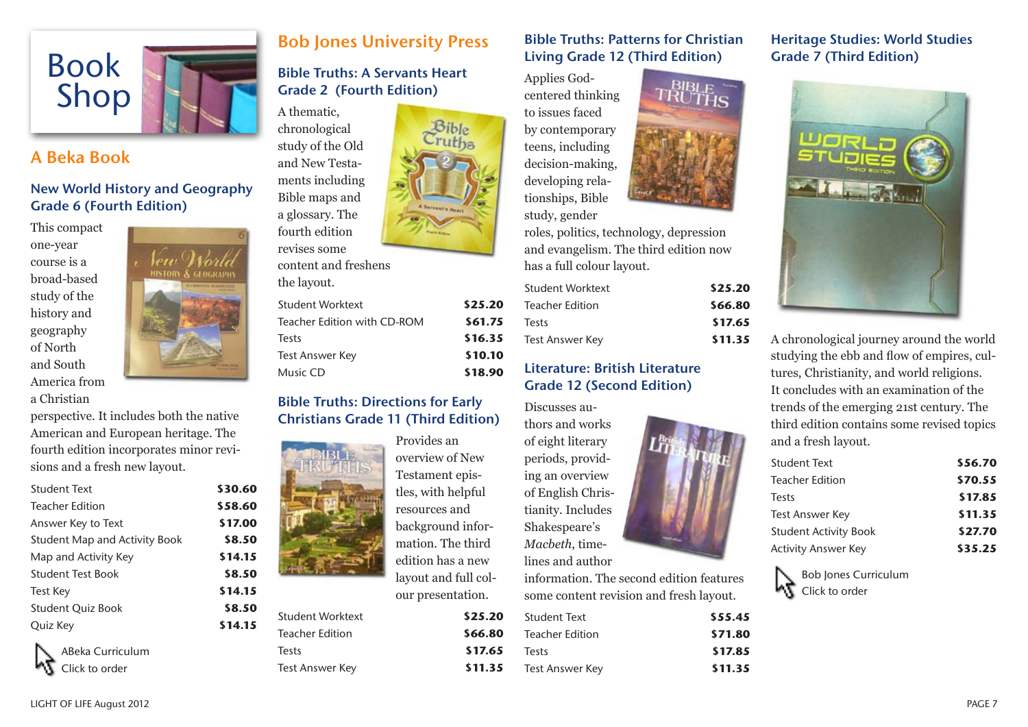# Book Shop

## A Beka Book

### New World History and Geography Grade 6 (Fourth Edition)

This compact one-year course is a broad-based study of the history and geography of North and South America from a Christian perspective. It includes both the native American and European heritage. The fourth edition incorporates minor revisions and a fresh new layout.

| Item | Price |
|---|---|
| Student Text | $30.60 |
| Teacher Edition | $58.60 |
| Answer Key to Text | $17.00 |
| Student Map and Activity Book | $8.50 |
| Map and Activity Key | $14.15 |
| Student Test Book | $8.50 |
| Test Key | $14.15 |
| Student Quiz Book | $8.50 |
| Quiz Key | $14.15 |

ABeka Curriculum
Click to order

## Bob Jones University Press

### Bible Truths: A Servants Heart Grade 2 (Fourth Edition)

A thematic, chronological study of the Old and New Testaments including Bible maps and a glossary. The fourth edition revises some content and freshens the layout.

| Item | Price |
|---|---|
| Student Worktext | $25.20 |
| Teacher Edition with CD-ROM | $61.75 |
| Tests | $16.35 |
| Test Answer Key | $10.10 |
| Music CD | $18.90 |

### Bible Truths: Directions for Early Christians Grade 11 (Third Edition)

Provides an overview of New Testament epistles, with helpful resources and background information. The third edition has a new layout and full colour presentation.

| Item | Price |
|---|---|
| Student Worktext | $25.20 |
| Teacher Edition | $66.80 |
| Tests | $17.65 |
| Test Answer Key | $11.35 |

### Bible Truths: Patterns for Christian Living Grade 12 (Third Edition)

Applies God-centered thinking to issues faced by contemporary teens, including decision-making, developing relationships, Bible study, gender roles, politics, technology, depression and evangelism. The third edition now has a full colour layout.

| Item | Price |
|---|---|
| Student Worktext | $25.20 |
| Teacher Edition | $66.80 |
| Tests | $17.65 |
| Test Answer Key | $11.35 |

### Literature: British Literature Grade 12 (Second Edition)

Discusses authors and works of eight literary periods, providing an overview of English Christianity. Includes Shakespeare's *Macbeth*, timelines and author information. The second edition features some content revision and fresh layout.

| Item | Price |
|---|---|
| Student Text | $55.45 |
| Teacher Edition | $71.80 |
| Tests | $17.85 |
| Test Answer Key | $11.35 |

### Heritage Studies: World Studies Grade 7 (Third Edition)

A chronological journey around the world studying the ebb and flow of empires, cultures, Christianity, and world religions. It concludes with an examination of the trends of the emerging 21st century. The third edition contains some revised topics and a fresh layout.

| Item | Price |
|---|---|
| Student Text | $56.70 |
| Teacher Edition | $70.55 |
| Tests | $17.85 |
| Test Answer Key | $11.35 |
| Student Activity Book | $27.70 |
| Activity Answer Key | $35.25 |

Bob Jones Curriculum
Click to order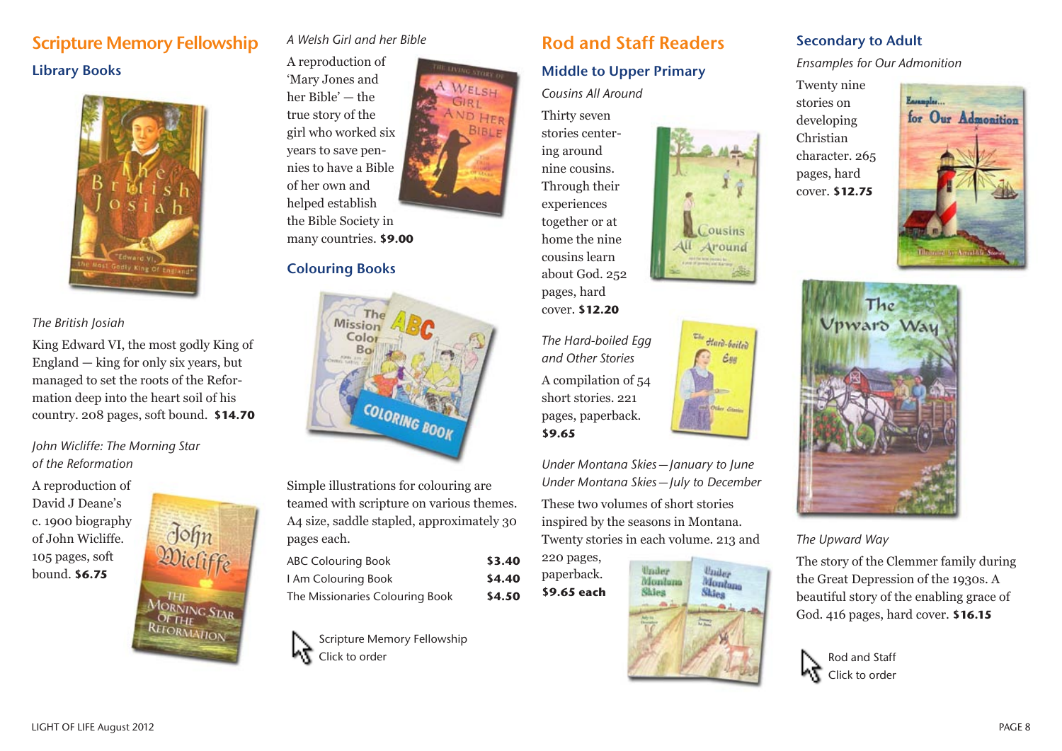## Scripture Memory Fellowship

### Library Books

*The British Josiah*

King Edward VI, the most godly King of England — king for only six years, but managed to set the roots of the Reformation deep into the heart soil of his country. 208 pages, soft bound. **$14.70**

*John Wicliffe: The Morning Star of the Reformation*

A reproduction of David J Deane's c. 1900 biography of John Wicliffe. 105 pages, soft bound. **$6.75**

*A Welsh Girl and her Bible*

A reproduction of 'Mary Jones and her Bible' — the true story of the girl who worked six years to save pennies to have a Bible of her own and helped establish the Bible Society in many countries. **$9.00**

### Colouring Books

Simple illustrations for colouring are teamed with scripture on various themes. A4 size, saddle stapled, approximately 30 pages each.

| | |
|---|---|
| ABC Colouring Book | **$3.40** |
| I Am Colouring Book | **$4.40** |
| The Missionaries Colouring Book | **$4.50** |

Scripture Memory Fellowship
Click to order

## Rod and Staff Readers

### Middle to Upper Primary

*Cousins All Around*

Thirty seven stories centering around nine cousins. Through their experiences together or at home the nine cousins learn about God. 252 pages, hard cover. **$12.20**

*The Hard-boiled Egg and Other Stories*

A compilation of 54 short stories. 221 pages, paperback. **$9.65**

*Under Montana Skies—January to June*
*Under Montana Skies—July to December*

These two volumes of short stories inspired by the seasons in Montana. Twenty stories in each volume. 213 and 220 pages, paperback. **$9.65 each**

### Secondary to Adult

*Ensamples for Our Admonition*

Twenty nine stories on developing Christian character. 265 pages, hard cover. **$12.75**

*The Upward Way*

The story of the Clemmer family during the Great Depression of the 1930s. A beautiful story of the enabling grace of God. 416 pages, hard cover. **$16.15**

Rod and Staff
Click to order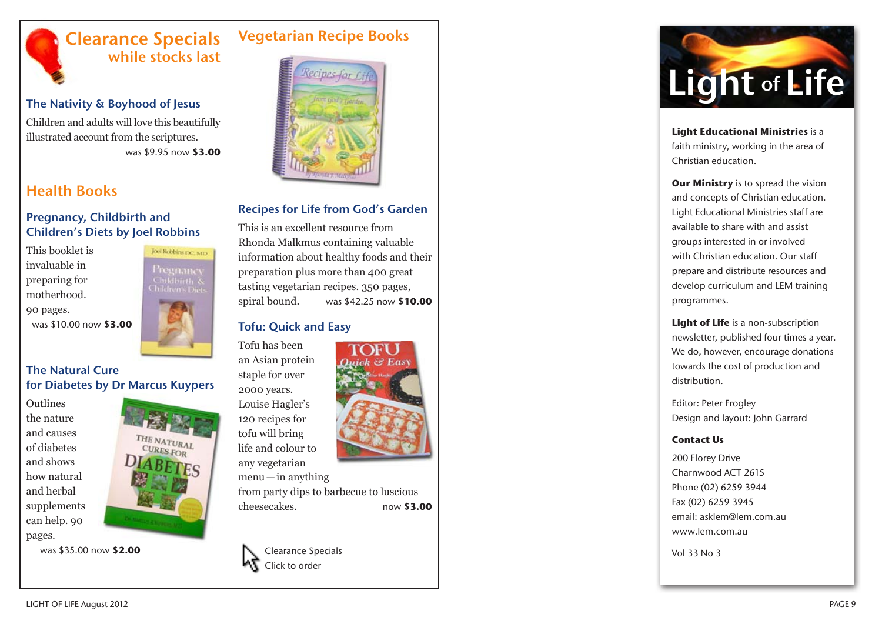# Clearance Specials
## while stocks last

### The Nativity & Boyhood of Jesus

Children and adults will love this beautifully illustrated account from the scriptures.

was $9.95 now **$3.00**

## Health Books

### Pregnancy, Childbirth and Children's Diets by Joel Robbins

This booklet is invaluable in preparing for motherhood. 90 pages.

was $10.00 now **$3.00**

### The Natural Cure for Diabetes by Dr Marcus Kuypers

Outlines the nature and causes of diabetes and shows how natural and herbal supplements can help. 90 pages.

was $35.00 now **$2.00**

## Vegetarian Recipe Books

### Recipes for Life from God's Garden

This is an excellent resource from Rhonda Malkmus containing valuable information about healthy foods and their preparation plus more than 400 great tasting vegetarian recipes. 350 pages, spiral bound.

was $42.25 now **$10.00**

### Tofu: Quick and Easy

Tofu has been an Asian protein staple for over 2000 years. Louise Hagler's 120 recipes for tofu will bring life and colour to any vegetarian menu—in anything from party dips to barbecue to luscious cheesecakes.

now **$3.00**

Clearance Specials
Click to order

# Light of Life

**Light Educational Ministries** is a faith ministry, working in the area of Christian education.

**Our Ministry** is to spread the vision and concepts of Christian education. Light Educational Ministries staff are available to share with and assist groups interested in or involved with Christian education. Our staff prepare and distribute resources and develop curriculum and LEM training programmes.

**Light of Life** is a non-subscription newsletter, published four times a year. We do, however, encourage donations towards the cost of production and distribution.

Editor: Peter Frogley
Design and layout: John Garrard

**Contact Us**

200 Florey Drive
Charnwood ACT 2615
Phone (02) 6259 3944
Fax (02) 6259 3945
email: asklem@lem.com.au
www.lem.com.au

Vol 33 No 3